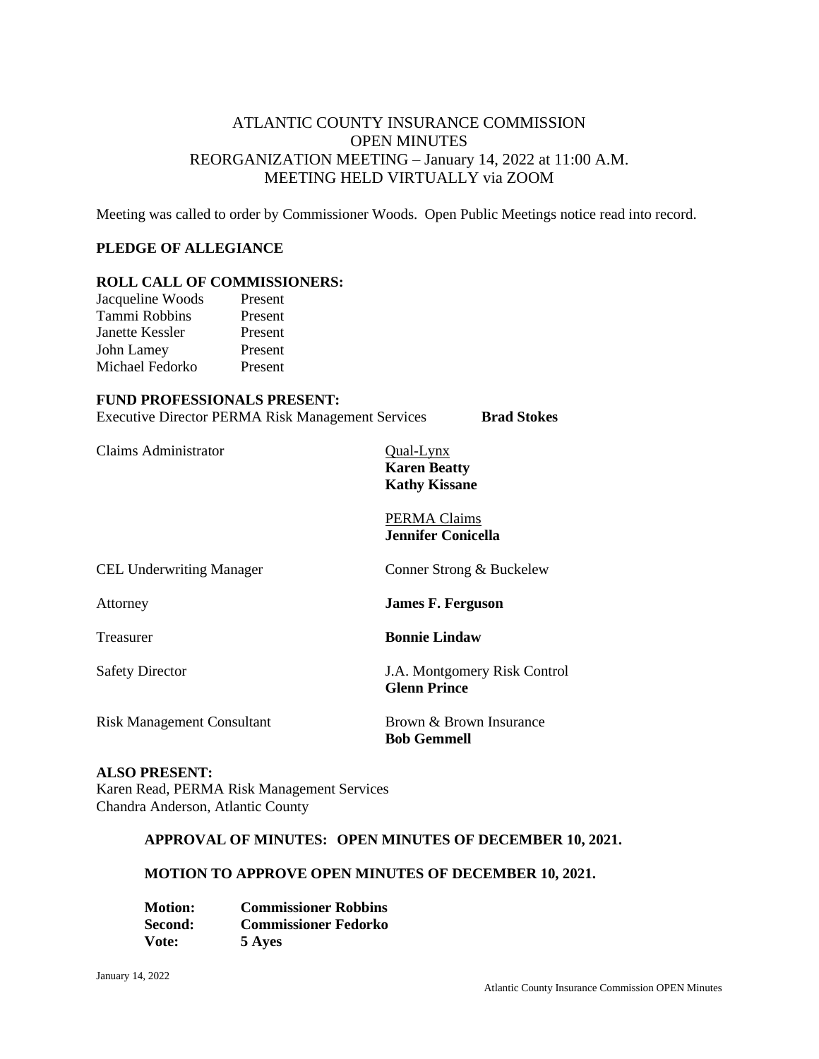# ATLANTIC COUNTY INSURANCE COMMISSION
## OPEN MINUTES
## REORGANIZATION MEETING – January 14, 2022 at 11:00 A.M.
## MEETING HELD VIRTUALLY via ZOOM

Meeting was called to order by Commissioner Woods. Open Public Meetings notice read into record.

**PLEDGE OF ALLEGIANCE**

**ROLL CALL OF COMMISSIONERS:**

| | |
|---|---|
| Jacqueline Woods | Present |
| Tammi Robbins | Present |
| Janette Kessler | Present |
| John Lamey | Present |
| Michael Fedorko | Present |

**FUND PROFESSIONALS PRESENT:**

| | |
|---|---|
| Executive Director PERMA Risk Management Services | **Brad Stokes** |
| Claims Administrator | Qual-Lynx<br>**Karen Beatty**<br>**Kathy Kissane** |
| | PERMA Claims<br>**Jennifer Conicella** |
| CEL Underwriting Manager | Conner Strong & Buckelew |
| Attorney | **James F. Ferguson** |
| Treasurer | **Bonnie Lindaw** |
| Safety Director | J.A. Montgomery Risk Control<br>**Glenn Prince** |
| Risk Management Consultant | Brown & Brown Insurance<br>**Bob Gemmell** |

**ALSO PRESENT:**
Karen Read, PERMA Risk Management Services
Chandra Anderson, Atlantic County

**APPROVAL OF MINUTES: OPEN MINUTES OF DECEMBER 10, 2021.**

**MOTION TO APPROVE OPEN MINUTES OF DECEMBER 10, 2021.**

| | |
|---|---|
| **Motion:** | **Commissioner Robbins** |
| **Second:** | **Commissioner Fedorko** |
| **Vote:** | **5 Ayes** |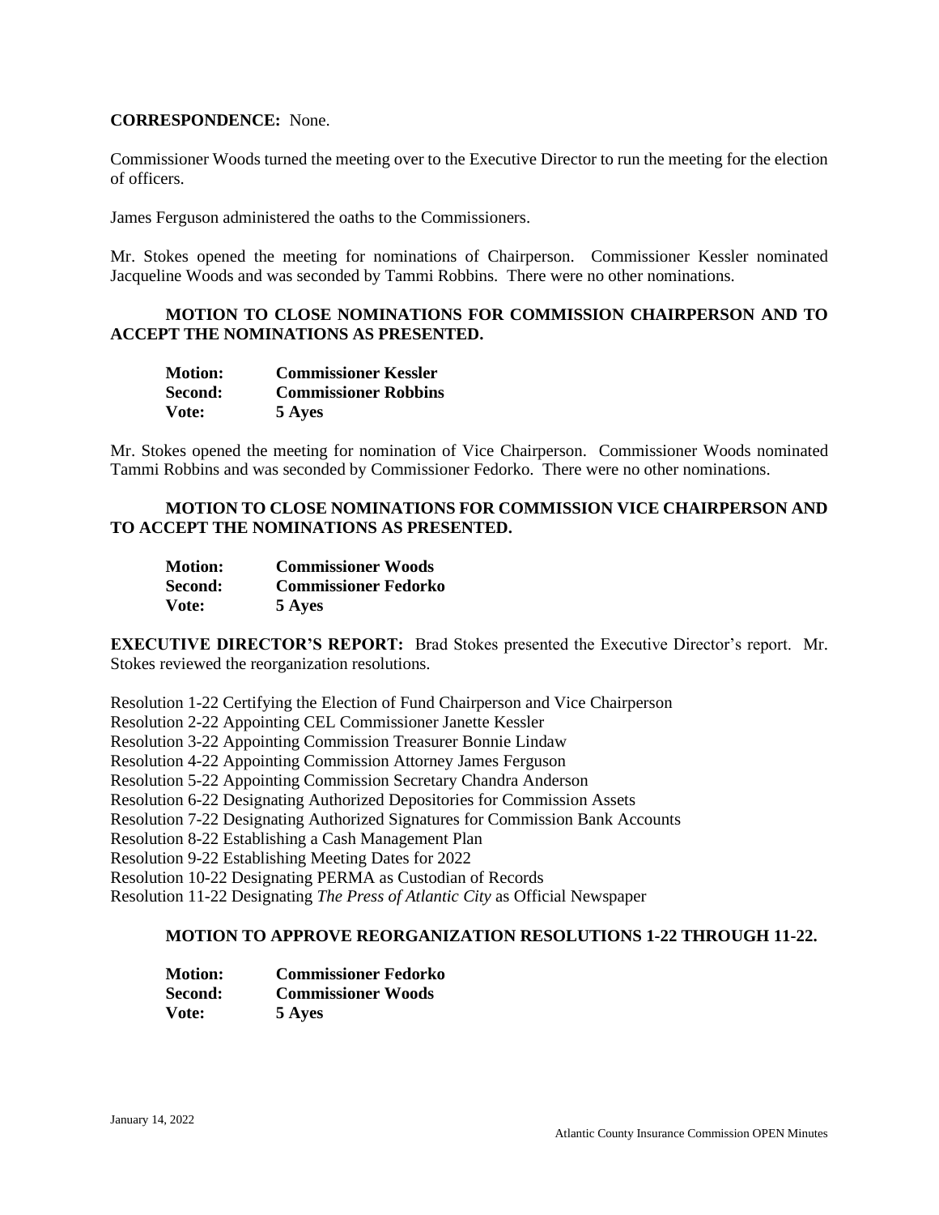**CORRESPONDENCE:** None.

Commissioner Woods turned the meeting over to the Executive Director to run the meeting for the election of officers.

James Ferguson administered the oaths to the Commissioners.

Mr. Stokes opened the meeting for nominations of Chairperson. Commissioner Kessler nominated Jacqueline Woods and was seconded by Tammi Robbins. There were no other nominations.

**MOTION TO CLOSE NOMINATIONS FOR COMMISSION CHAIRPERSON AND TO ACCEPT THE NOMINATIONS AS PRESENTED.**

**Motion:** **Commissioner Kessler**
**Second:** **Commissioner Robbins**
**Vote:** **5 Ayes**

Mr. Stokes opened the meeting for nomination of Vice Chairperson. Commissioner Woods nominated Tammi Robbins and was seconded by Commissioner Fedorko. There were no other nominations.

**MOTION TO CLOSE NOMINATIONS FOR COMMISSION VICE CHAIRPERSON AND TO ACCEPT THE NOMINATIONS AS PRESENTED.**

**Motion:** **Commissioner Woods**
**Second:** **Commissioner Fedorko**
**Vote:** **5 Ayes**

**EXECUTIVE DIRECTOR'S REPORT:** Brad Stokes presented the Executive Director's report. Mr. Stokes reviewed the reorganization resolutions.

Resolution 1-22 Certifying the Election of Fund Chairperson and Vice Chairperson
Resolution 2-22 Appointing CEL Commissioner Janette Kessler
Resolution 3-22 Appointing Commission Treasurer Bonnie Lindaw
Resolution 4-22 Appointing Commission Attorney James Ferguson
Resolution 5-22 Appointing Commission Secretary Chandra Anderson
Resolution 6-22 Designating Authorized Depositories for Commission Assets
Resolution 7-22 Designating Authorized Signatures for Commission Bank Accounts
Resolution 8-22 Establishing a Cash Management Plan
Resolution 9-22 Establishing Meeting Dates for 2022
Resolution 10-22 Designating PERMA as Custodian of Records
Resolution 11-22 Designating *The Press of Atlantic City* as Official Newspaper

**MOTION TO APPROVE REORGANIZATION RESOLUTIONS 1-22 THROUGH 11-22.**

**Motion:** **Commissioner Fedorko**
**Second:** **Commissioner Woods**
**Vote:** **5 Ayes**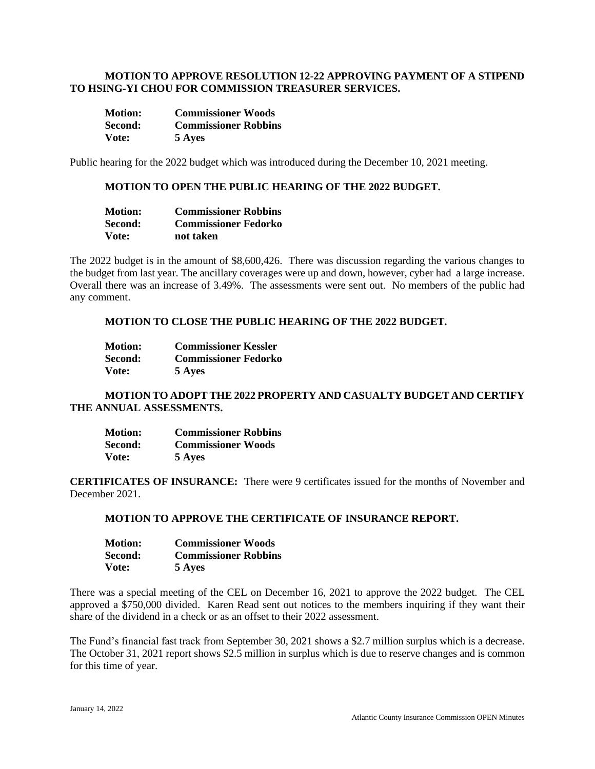**MOTION TO APPROVE RESOLUTION 12-22 APPROVING PAYMENT OF A STIPEND TO HSING-YI CHOU FOR COMMISSION TREASURER SERVICES.**

**Motion:** **Commissioner Woods**
**Second:** **Commissioner Robbins**
**Vote:** **5 Ayes**

Public hearing for the 2022 budget which was introduced during the December 10, 2021 meeting.

**MOTION TO OPEN THE PUBLIC HEARING OF THE 2022 BUDGET.**

**Motion:** **Commissioner Robbins**
**Second:** **Commissioner Fedorko**
**Vote:** **not taken**

The 2022 budget is in the amount of $8,600,426. There was discussion regarding the various changes to the budget from last year. The ancillary coverages were up and down, however, cyber had a large increase. Overall there was an increase of 3.49%. The assessments were sent out. No members of the public had any comment.

**MOTION TO CLOSE THE PUBLIC HEARING OF THE 2022 BUDGET.**

**Motion:** **Commissioner Kessler**
**Second:** **Commissioner Fedorko**
**Vote:** **5 Ayes**

**MOTION TO ADOPT THE 2022 PROPERTY AND CASUALTY BUDGET AND CERTIFY THE ANNUAL ASSESSMENTS.**

**Motion:** **Commissioner Robbins**
**Second:** **Commissioner Woods**
**Vote:** **5 Ayes**

**CERTIFICATES OF INSURANCE:** There were 9 certificates issued for the months of November and December 2021.

**MOTION TO APPROVE THE CERTIFICATE OF INSURANCE REPORT.**

**Motion:** **Commissioner Woods**
**Second:** **Commissioner Robbins**
**Vote:** **5 Ayes**

There was a special meeting of the CEL on December 16, 2021 to approve the 2022 budget. The CEL approved a $750,000 divided. Karen Read sent out notices to the members inquiring if they want their share of the dividend in a check or as an offset to their 2022 assessment.

The Fund's financial fast track from September 30, 2021 shows a $2.7 million surplus which is a decrease. The October 31, 2021 report shows $2.5 million in surplus which is due to reserve changes and is common for this time of year.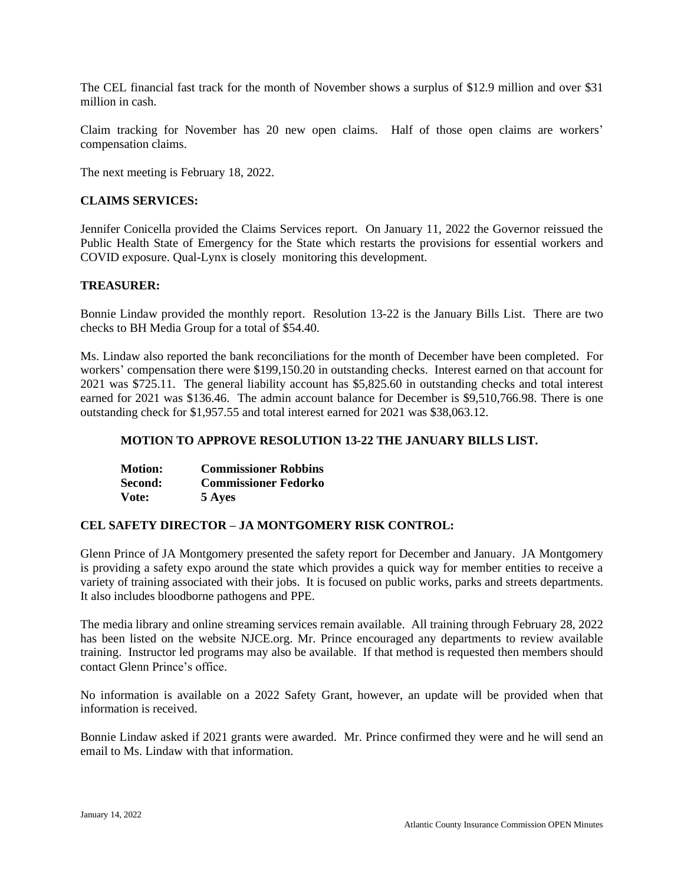The CEL financial fast track for the month of November shows a surplus of $12.9 million and over $31 million in cash.

Claim tracking for November has 20 new open claims. Half of those open claims are workers' compensation claims.

The next meeting is February 18, 2022.

**CLAIMS SERVICES:**

Jennifer Conicella provided the Claims Services report. On January 11, 2022 the Governor reissued the Public Health State of Emergency for the State which restarts the provisions for essential workers and COVID exposure. Qual-Lynx is closely monitoring this development.

**TREASURER:**

Bonnie Lindaw provided the monthly report. Resolution 13-22 is the January Bills List. There are two checks to BH Media Group for a total of $54.40.

Ms. Lindaw also reported the bank reconciliations for the month of December have been completed. For workers' compensation there were $199,150.20 in outstanding checks. Interest earned on that account for 2021 was $725.11. The general liability account has $5,825.60 in outstanding checks and total interest earned for 2021 was $136.46. The admin account balance for December is $9,510,766.98. There is one outstanding check for $1,957.55 and total interest earned for 2021 was $38,063.12.

**MOTION TO APPROVE RESOLUTION 13-22 THE JANUARY BILLS LIST.**

**Motion:** **Commissioner Robbins**
**Second:** **Commissioner Fedorko**
**Vote:** **5 Ayes**

**CEL SAFETY DIRECTOR – JA MONTGOMERY RISK CONTROL:**

Glenn Prince of JA Montgomery presented the safety report for December and January. JA Montgomery is providing a safety expo around the state which provides a quick way for member entities to receive a variety of training associated with their jobs. It is focused on public works, parks and streets departments. It also includes bloodborne pathogens and PPE.

The media library and online streaming services remain available. All training through February 28, 2022 has been listed on the website NJCE.org. Mr. Prince encouraged any departments to review available training. Instructor led programs may also be available. If that method is requested then members should contact Glenn Prince's office.

No information is available on a 2022 Safety Grant, however, an update will be provided when that information is received.

Bonnie Lindaw asked if 2021 grants were awarded. Mr. Prince confirmed they were and he will send an email to Ms. Lindaw with that information.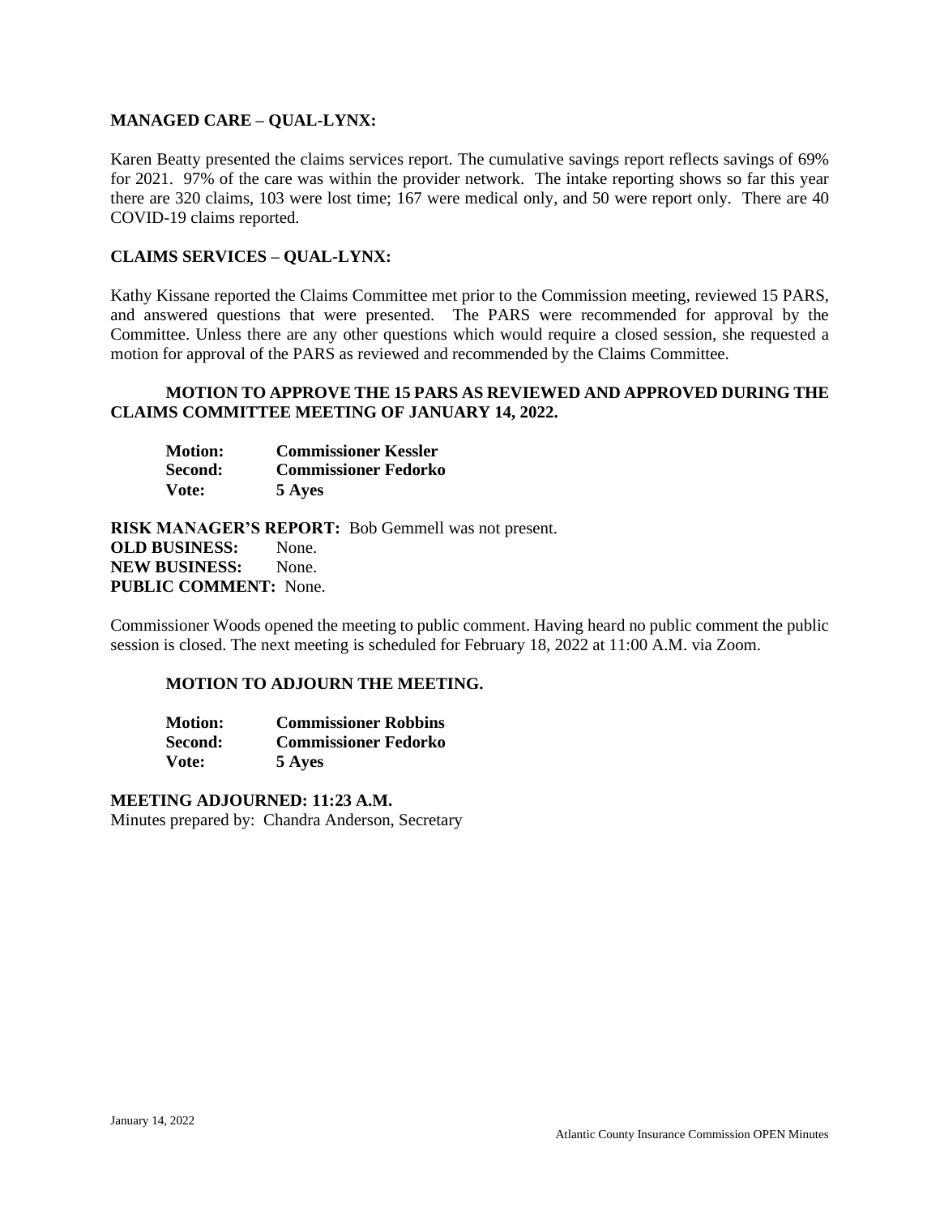**MANAGED CARE – QUAL-LYNX:**

Karen Beatty presented the claims services report. The cumulative savings report reflects savings of 69% for 2021. 97% of the care was within the provider network. The intake reporting shows so far this year there are 320 claims, 103 were lost time; 167 were medical only, and 50 were report only. There are 40 COVID-19 claims reported.

**CLAIMS SERVICES – QUAL-LYNX:**

Kathy Kissane reported the Claims Committee met prior to the Commission meeting, reviewed 15 PARS, and answered questions that were presented. The PARS were recommended for approval by the Committee. Unless there are any other questions which would require a closed session, she requested a motion for approval of the PARS as reviewed and recommended by the Claims Committee.

**MOTION TO APPROVE THE 15 PARS AS REVIEWED AND APPROVED DURING THE CLAIMS COMMITTEE MEETING OF JANUARY 14, 2022.**

**Motion:** **Commissioner Kessler**
**Second:** **Commissioner Fedorko**
**Vote:** **5 Ayes**

**RISK MANAGER'S REPORT:** Bob Gemmell was not present.
**OLD BUSINESS:** None.
**NEW BUSINESS:** None.
**PUBLIC COMMENT:** None.

Commissioner Woods opened the meeting to public comment. Having heard no public comment the public session is closed. The next meeting is scheduled for February 18, 2022 at 11:00 A.M. via Zoom.

**MOTION TO ADJOURN THE MEETING.**

**Motion:** **Commissioner Robbins**
**Second:** **Commissioner Fedorko**
**Vote:** **5 Ayes**

**MEETING ADJOURNED: 11:23 A.M.**
Minutes prepared by: Chandra Anderson, Secretary